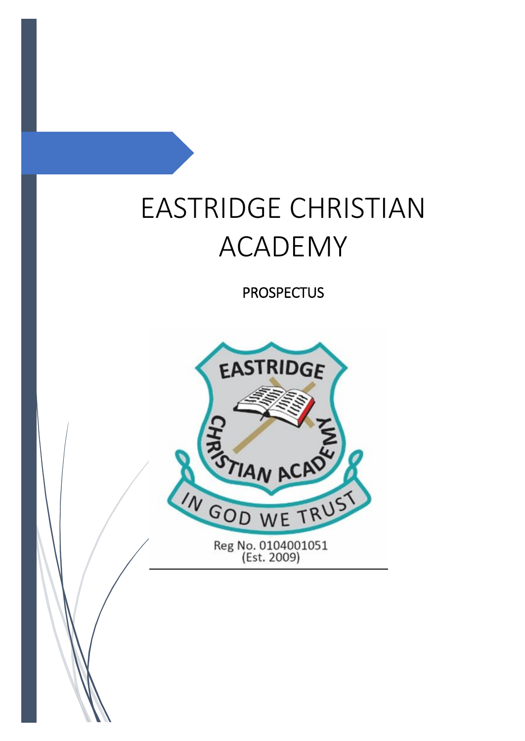# EASTRIDGE CHRISTIAN ACADEMY

PROSPECTUS

EASTRIDGE CHRISTIAN ACADEMY

IN GOD WE TRUST

Reg No. 0104001051
(Est. 2009)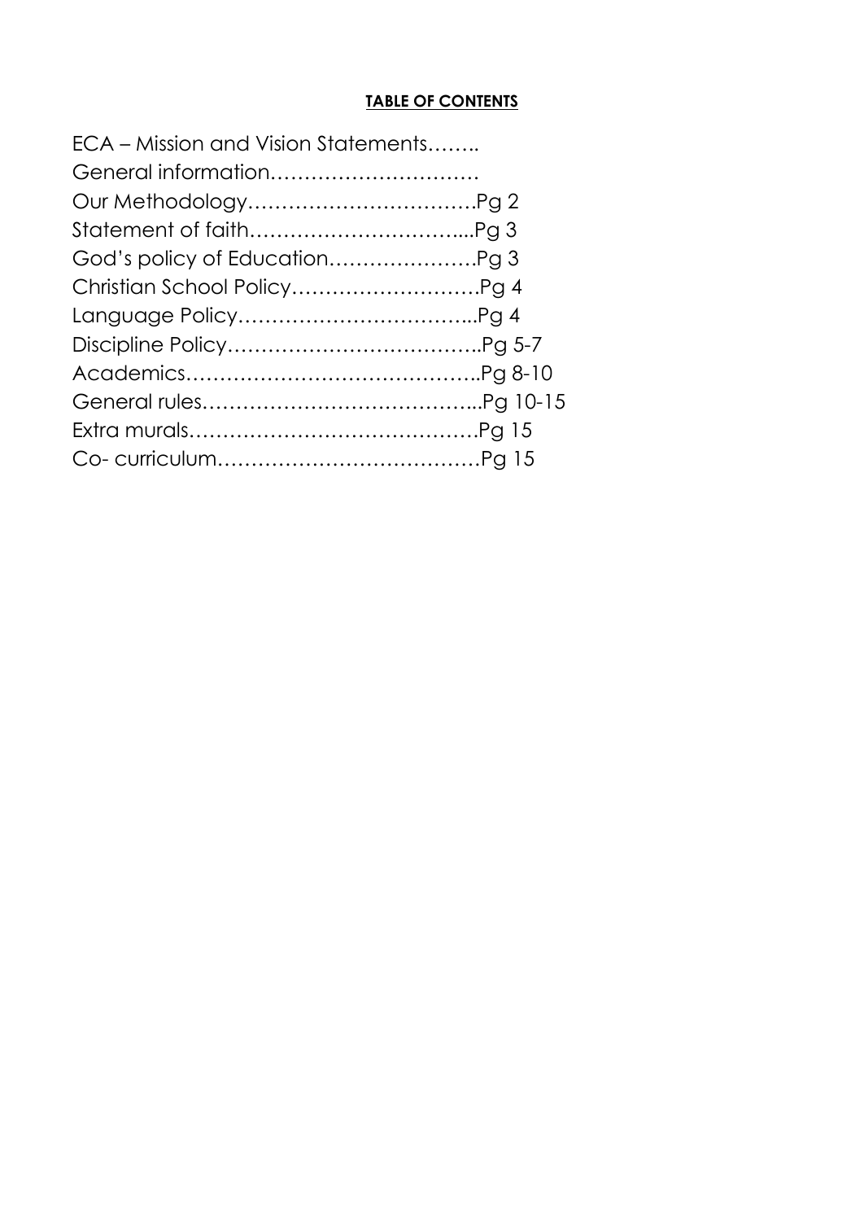**TABLE OF CONTENTS**

ECA – Mission and Vision Statements……..
General information…………………………
Our Methodology…………………………….Pg 2
Statement of faith…………………………....Pg 3
God's policy of Education………………….Pg 3
Christian School Policy……………………….Pg 4
Language Policy……………………………..Pg 4
Discipline Policy………………………………..Pg 5-7
Academics……………………………………..Pg 8-10
General rules…………………………………...Pg 10-15
Extra murals……………………………………Pg 15
Co- curriculum…………………………………Pg 15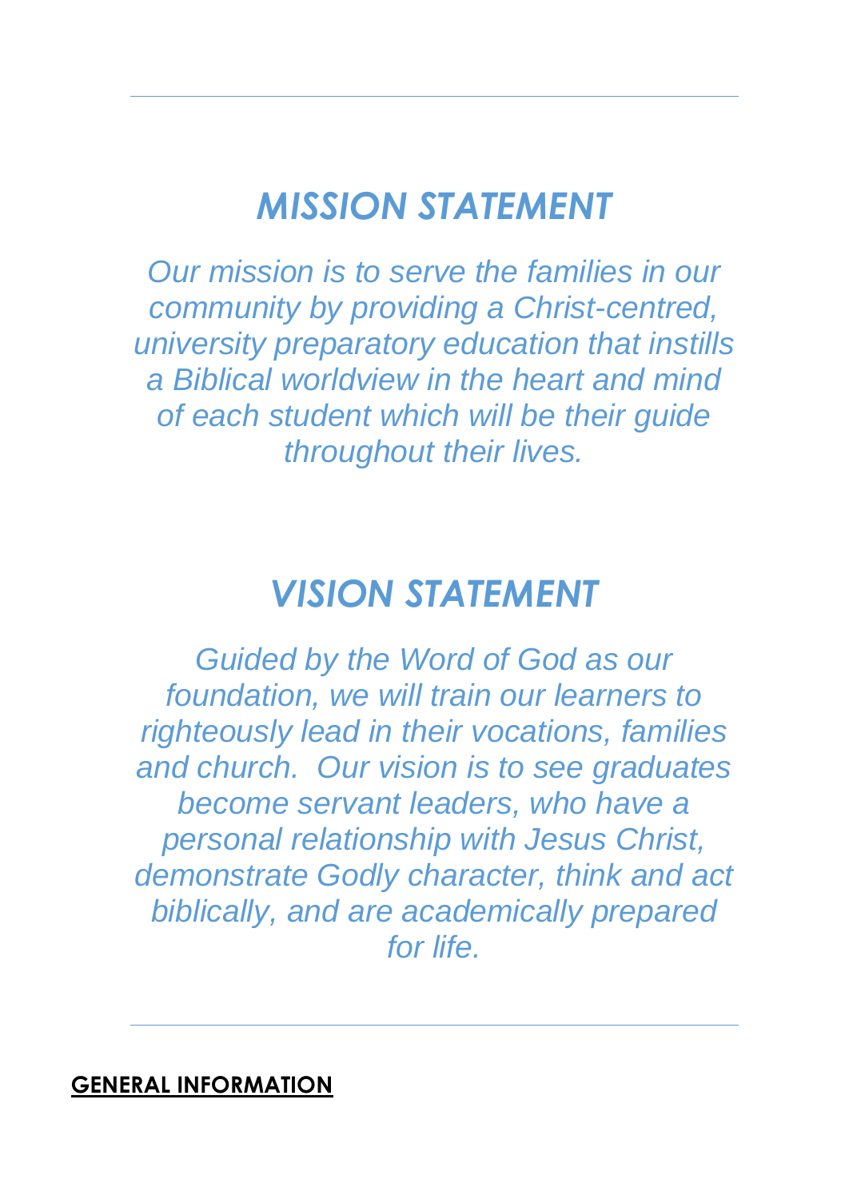---

# *MISSION STATEMENT*

*Our mission is to serve the families in our community by providing a Christ-centred, university preparatory education that instills a Biblical worldview in the heart and mind of each student which will be their guide throughout their lives.*

# *VISION STATEMENT*

*Guided by the Word of God as our foundation, we will train our learners to righteously lead in their vocations, families and church. Our vision is to see graduates become servant leaders, who have a personal relationship with Jesus Christ, demonstrate Godly character, think and act biblically, and are academically prepared for life.*

---

## **GENERAL INFORMATION**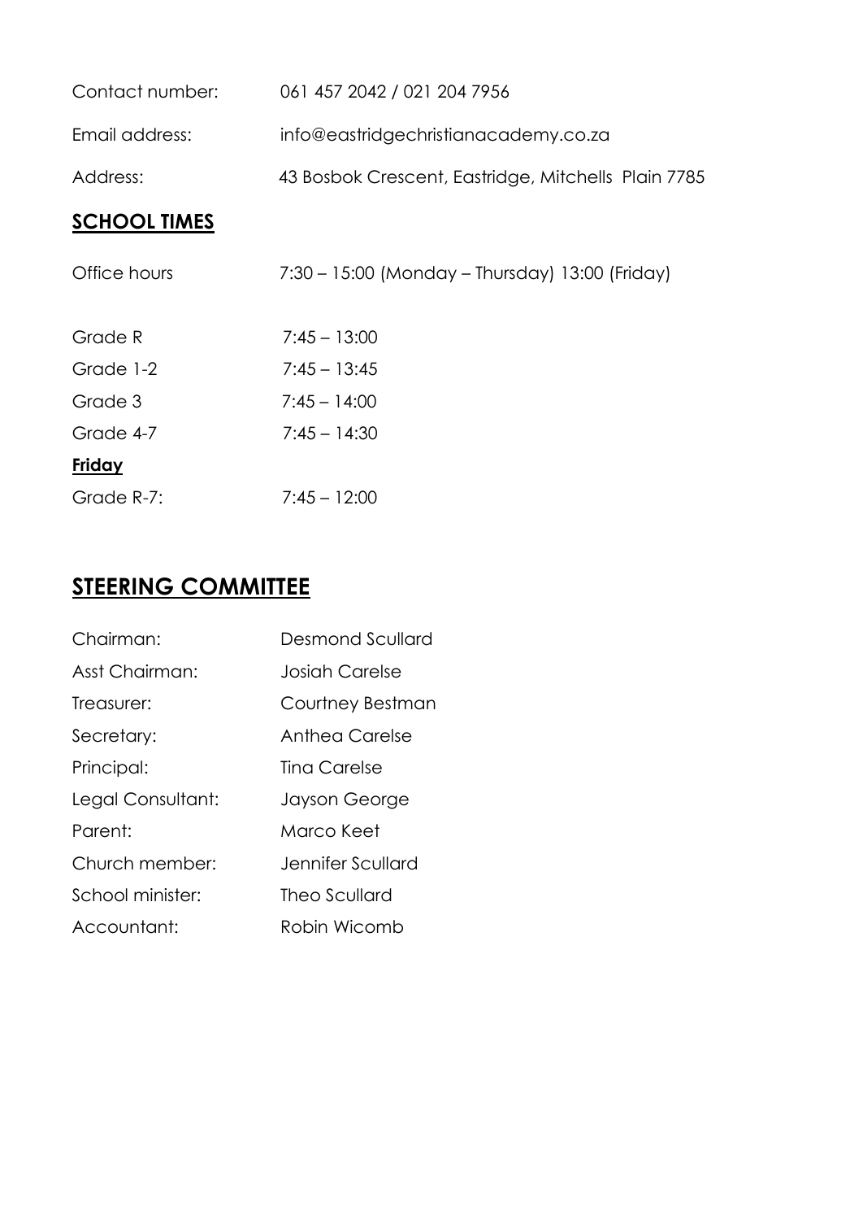Contact number: 061 457 2042 / 021 204 7956

Email address: info@eastridgechristianacademy.co.za

Address: 43 Bosbok Crescent, Eastridge, Mitchells Plain 7785

## SCHOOL TIMES

Office hours 7:30 – 15:00 (Monday – Thursday) 13:00 (Friday)

| | |
|---|---|
| Grade R | 7:45 – 13:00 |
| Grade 1-2 | 7:45 – 13:45 |
| Grade 3 | 7:45 – 14:00 |
| Grade 4-7 | 7:45 – 14:30 |
| **Friday** | |
| Grade R-7: | 7:45 – 12:00 |

# STEERING COMMITTEE

| | |
|---|---|
| Chairman: | Desmond Scullard |
| Asst Chairman: | Josiah Carelse |
| Treasurer: | Courtney Bestman |
| Secretary: | Anthea Carelse |
| Principal: | Tina Carelse |
| Legal Consultant: | Jayson George |
| Parent: | Marco Keet |
| Church member: | Jennifer Scullard |
| School minister: | Theo Scullard |
| Accountant: | Robin Wicomb |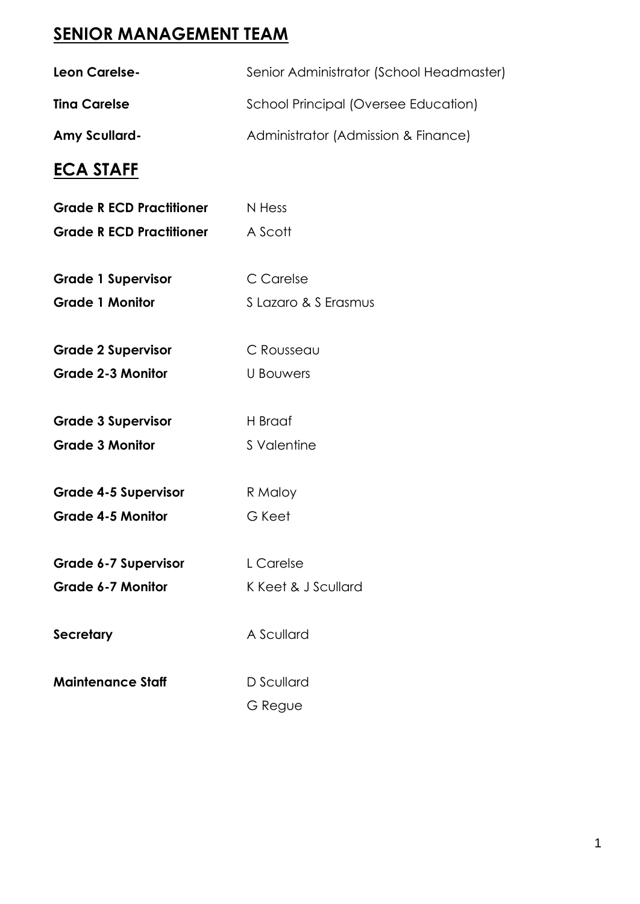## SENIOR MANAGEMENT TEAM

| | |
|---|---|
| **Leon Carelse-** | Senior Administrator (School Headmaster) |
| **Tina Carelse** | School Principal (Oversee Education) |
| **Amy Scullard-** | Administrator (Admission & Finance) |

## ECA STAFF

| | |
|---|---|
| **Grade R ECD Practitioner** | N Hess |
| **Grade R ECD Practitioner** | A Scott |
| **Grade 1 Supervisor** | C Carelse |
| **Grade 1 Monitor** | S Lazaro & S Erasmus |
| **Grade 2 Supervisor** | C Rousseau |
| **Grade 2-3 Monitor** | U Bouwers |
| **Grade 3 Supervisor** | H Braaf |
| **Grade 3 Monitor** | S Valentine |
| **Grade 4-5 Supervisor** | R Maloy |
| **Grade 4-5 Monitor** | G Keet |
| **Grade 6-7 Supervisor** | L Carelse |
| **Grade 6-7 Monitor** | K Keet & J Scullard |
| **Secretary** | A Scullard |
| **Maintenance Staff** | D Scullard |
| | G Regue |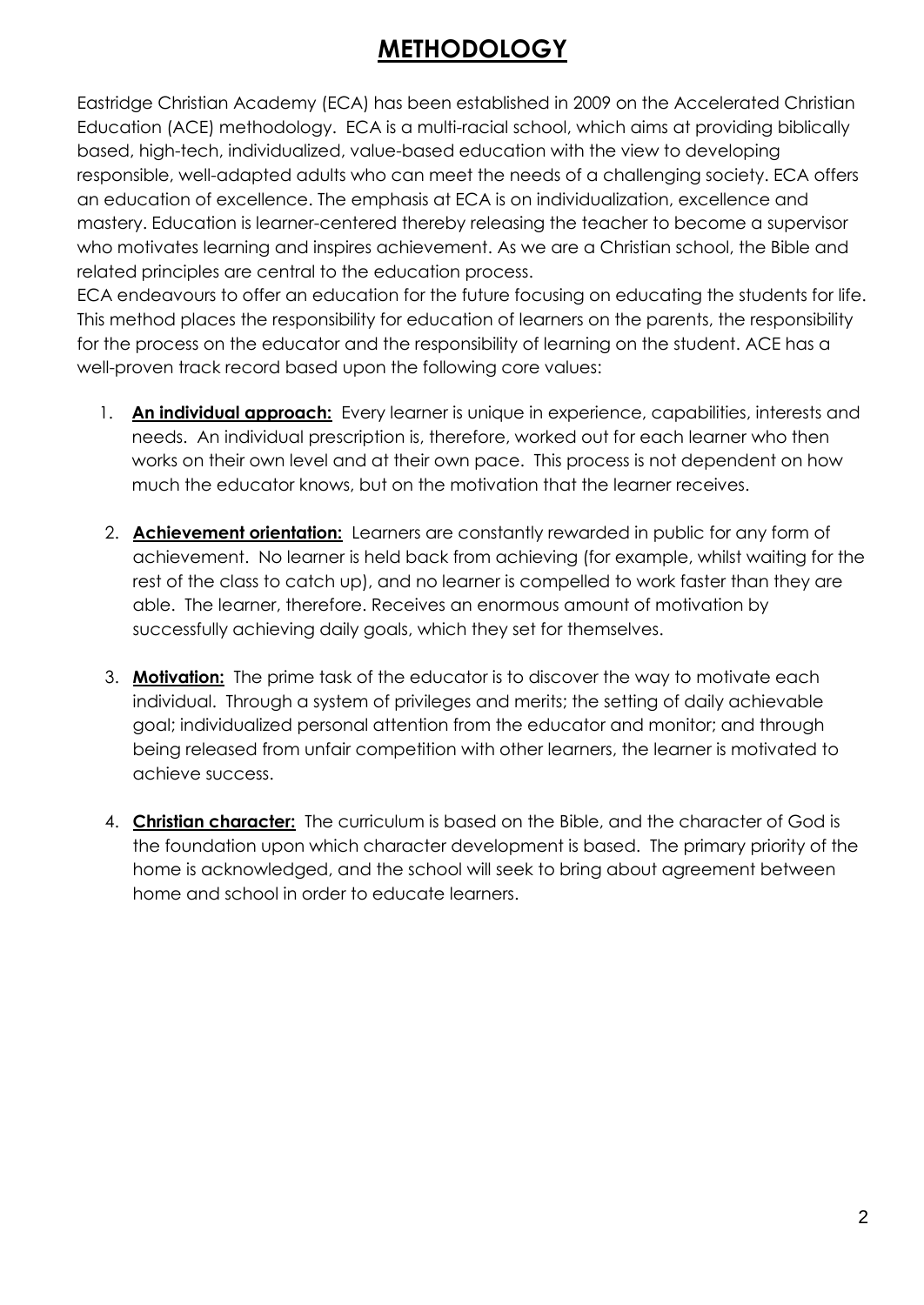# METHODOLOGY

Eastridge Christian Academy (ECA) has been established in 2009 on the Accelerated Christian Education (ACE) methodology. ECA is a multi-racial school, which aims at providing biblically based, high-tech, individualized, value-based education with the view to developing responsible, well-adapted adults who can meet the needs of a challenging society. ECA offers an education of excellence. The emphasis at ECA is on individualization, excellence and mastery. Education is learner-centered thereby releasing the teacher to become a supervisor who motivates learning and inspires achievement. As we are a Christian school, the Bible and related principles are central to the education process.

ECA endeavours to offer an education for the future focusing on educating the students for life. This method places the responsibility for education of learners on the parents, the responsibility for the process on the educator and the responsibility of learning on the student. ACE has a well-proven track record based upon the following core values:

1. **An individual approach:** Every learner is unique in experience, capabilities, interests and needs. An individual prescription is, therefore, worked out for each learner who then works on their own level and at their own pace. This process is not dependent on how much the educator knows, but on the motivation that the learner receives.

2. **Achievement orientation:** Learners are constantly rewarded in public for any form of achievement. No learner is held back from achieving (for example, whilst waiting for the rest of the class to catch up), and no learner is compelled to work faster than they are able. The learner, therefore. Receives an enormous amount of motivation by successfully achieving daily goals, which they set for themselves.

3. **Motivation:** The prime task of the educator is to discover the way to motivate each individual. Through a system of privileges and merits; the setting of daily achievable goal; individualized personal attention from the educator and monitor; and through being released from unfair competition with other learners, the learner is motivated to achieve success.

4. **Christian character:** The curriculum is based on the Bible, and the character of God is the foundation upon which character development is based. The primary priority of the home is acknowledged, and the school will seek to bring about agreement between home and school in order to educate learners.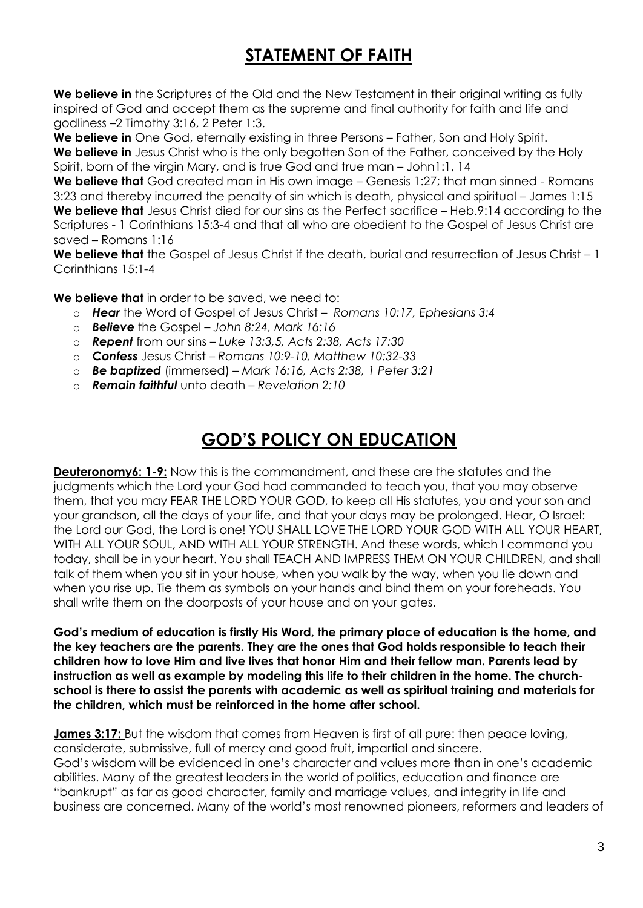# STATEMENT OF FAITH

**We believe in** the Scriptures of the Old and the New Testament in their original writing as fully inspired of God and accept them as the supreme and final authority for faith and life and godliness –2 Timothy 3:16, 2 Peter 1:3.

**We believe in** One God, eternally existing in three Persons – Father, Son and Holy Spirit.

**We believe in** Jesus Christ who is the only begotten Son of the Father, conceived by the Holy Spirit, born of the virgin Mary, and is true God and true man – John1:1, 14

**We believe that** God created man in His own image – Genesis 1:27; that man sinned - Romans 3:23 and thereby incurred the penalty of sin which is death, physical and spiritual – James 1:15

**We believe that** Jesus Christ died for our sins as the Perfect sacrifice – Heb.9:14 according to the Scriptures - 1 Corinthians 15:3-4 and that all who are obedient to the Gospel of Jesus Christ are saved – Romans 1:16

**We believe that** the Gospel of Jesus Christ if the death, burial and resurrection of Jesus Christ – 1 Corinthians 15:1-4

**We believe that** in order to be saved, we need to:

- ***Hear*** the Word of Gospel of Jesus Christ – *Romans 10:17, Ephesians 3:4*
- ***Believe*** the Gospel – *John 8:24, Mark 16:16*
- ***Repent*** from our sins – *Luke 13:3,5, Acts 2:38, Acts 17:30*
- ***Confess*** Jesus Christ – *Romans 10:9-10, Matthew 10:32-33*
- ***Be baptized*** (immersed) – *Mark 16:16, Acts 2:38, 1 Peter 3:21*
- ***Remain faithful*** unto death – *Revelation 2:10*

# GOD'S POLICY ON EDUCATION

**Deuteronomy6: 1-9:** Now this is the commandment, and these are the statutes and the judgments which the Lord your God had commanded to teach you, that you may observe them, that you may FEAR THE LORD YOUR GOD, to keep all His statutes, you and your son and your grandson, all the days of your life, and that your days may be prolonged. Hear, O Israel: the Lord our God, the Lord is one! YOU SHALL LOVE THE LORD YOUR GOD WITH ALL YOUR HEART, WITH ALL YOUR SOUL, AND WITH ALL YOUR STRENGTH. And these words, which I command you today, shall be in your heart. You shall TEACH AND IMPRESS THEM ON YOUR CHILDREN, and shall talk of them when you sit in your house, when you walk by the way, when you lie down and when you rise up. Tie them as symbols on your hands and bind them on your foreheads. You shall write them on the doorposts of your house and on your gates.

**God's medium of education is firstly His Word, the primary place of education is the home, and the key teachers are the parents. They are the ones that God holds responsible to teach their children how to love Him and live lives that honor Him and their fellow man. Parents lead by instruction as well as example by modeling this life to their children in the home. The church-school is there to assist the parents with academic as well as spiritual training and materials for the children, which must be reinforced in the home after school.**

**James 3:17:** But the wisdom that comes from Heaven is first of all pure: then peace loving, considerate, submissive, full of mercy and good fruit, impartial and sincere.
God's wisdom will be evidenced in one's character and values more than in one's academic abilities. Many of the greatest leaders in the world of politics, education and finance are "bankrupt" as far as good character, family and marriage values, and integrity in life and business are concerned. Many of the world's most renowned pioneers, reformers and leaders of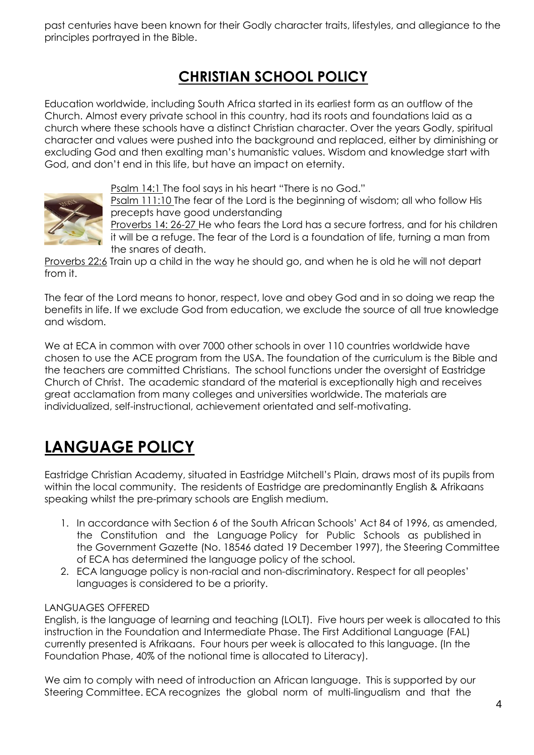past centuries have been known for their Godly character traits, lifestyles, and allegiance to the principles portrayed in the Bible.

## CHRISTIAN SCHOOL POLICY

Education worldwide, including South Africa started in its earliest form as an outflow of the Church. Almost every private school in this country, had its roots and foundations laid as a church where these schools have a distinct Christian character. Over the years Godly, spiritual character and values were pushed into the background and replaced, either by diminishing or excluding God and then exalting man's humanistic values. Wisdom and knowledge start with God, and don't end in this life, but have an impact on eternity.

Psalm 14:1 The fool says in his heart "There is no God."
Psalm 111:10 The fear of the Lord is the beginning of wisdom; all who follow His precepts have good understanding
Proverbs 14: 26-27 He who fears the Lord has a secure fortress, and for his children it will be a refuge. The fear of the Lord is a foundation of life, turning a man from the snares of death.
Proverbs 22:6 Train up a child in the way he should go, and when he is old he will not depart from it.

The fear of the Lord means to honor, respect, love and obey God and in so doing we reap the benefits in life. If we exclude God from education, we exclude the source of all true knowledge and wisdom.

We at ECA in common with over 7000 other schools in over 110 countries worldwide have chosen to use the ACE program from the USA. The foundation of the curriculum is the Bible and the teachers are committed Christians. The school functions under the oversight of Eastridge Church of Christ. The academic standard of the material is exceptionally high and receives great acclamation from many colleges and universities worldwide. The materials are individualized, self-instructional, achievement orientated and self-motivating.

# LANGUAGE POLICY

Eastridge Christian Academy, situated in Eastridge Mitchell's Plain, draws most of its pupils from within the local community. The residents of Eastridge are predominantly English & Afrikaans speaking whilst the pre-primary schools are English medium.

1. In accordance with Section 6 of the South African Schools' Act 84 of 1996, as amended, the Constitution and the Language Policy for Public Schools as published in the Government Gazette (No. 18546 dated 19 December 1997), the Steering Committee of ECA has determined the language policy of the school.
2. ECA language policy is non-racial and non-discriminatory. Respect for all peoples' languages is considered to be a priority.

LANGUAGES OFFERED

English, is the language of learning and teaching (LOLT). Five hours per week is allocated to this instruction in the Foundation and Intermediate Phase. The First Additional Language (FAL) currently presented is Afrikaans. Four hours per week is allocated to this language. (In the Foundation Phase, 40% of the notional time is allocated to Literacy).

We aim to comply with need of introduction an African language. This is supported by our Steering Committee. ECA recognizes the global norm of multi-lingualism and that the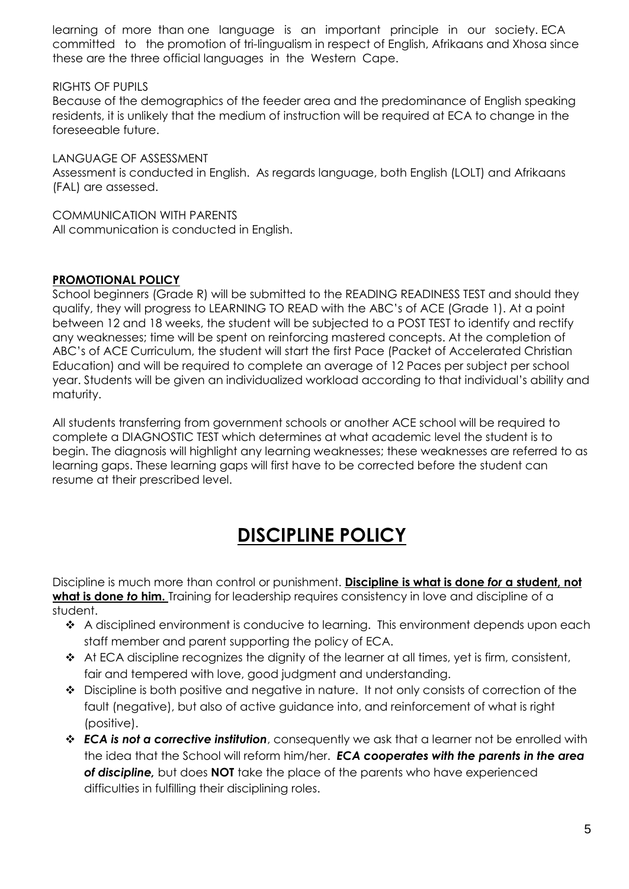learning of more than one language is an important principle in our society. ECA committed to the promotion of tri-lingualism in respect of English, Afrikaans and Xhosa since these are the three official languages in the Western Cape.

RIGHTS OF PUPILS

Because of the demographics of the feeder area and the predominance of English speaking residents, it is unlikely that the medium of instruction will be required at ECA to change in the foreseeable future.

LANGUAGE OF ASSESSMENT

Assessment is conducted in English. As regards language, both English (LOLT) and Afrikaans (FAL) are assessed.

COMMUNICATION WITH PARENTS

All communication is conducted in English.

**PROMOTIONAL POLICY**

School beginners (Grade R) will be submitted to the READING READINESS TEST and should they qualify, they will progress to LEARNING TO READ with the ABC's of ACE (Grade 1). At a point between 12 and 18 weeks, the student will be subjected to a POST TEST to identify and rectify any weaknesses; time will be spent on reinforcing mastered concepts. At the completion of ABC's of ACE Curriculum, the student will start the first Pace (Packet of Accelerated Christian Education) and will be required to complete an average of 12 Paces per subject per school year. Students will be given an individualized workload according to that individual's ability and maturity.

All students transferring from government schools or another ACE school will be required to complete a DIAGNOSTIC TEST which determines at what academic level the student is to begin. The diagnosis will highlight any learning weaknesses; these weaknesses are referred to as learning gaps. These learning gaps will first have to be corrected before the student can resume at their prescribed level.

# DISCIPLINE POLICY

Discipline is much more than control or punishment. **Discipline is what is done *for* a student, not what is done *to* him.** Training for leadership requires consistency in love and discipline of a student.

- A disciplined environment is conducive to learning. This environment depends upon each staff member and parent supporting the policy of ECA.
- At ECA discipline recognizes the dignity of the learner at all times, yet is firm, consistent, fair and tempered with love, good judgment and understanding.
- Discipline is both positive and negative in nature. It not only consists of correction of the fault (negative), but also of active guidance into, and reinforcement of what is right (positive).
- ***ECA is not a corrective institution***, consequently we ask that a learner not be enrolled with the idea that the School will reform him/her. ***ECA cooperates with the parents in the area of discipline,*** but does **NOT** take the place of the parents who have experienced difficulties in fulfilling their disciplining roles.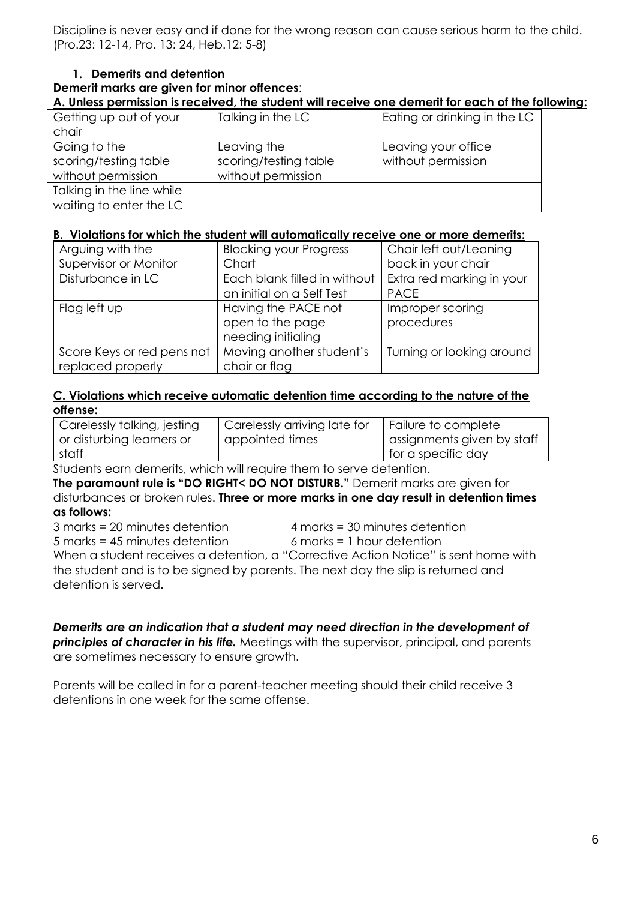Discipline is never easy and if done for the wrong reason can cause serious harm to the child. (Pro.23: 12-14, Pro. 13: 24, Heb.12: 5-8)

### 1. Demerits and detention

**Demerit marks are given for minor offences**:

**A. Unless permission is received, the student will receive one demerit for each of the following:**

| | | |
|---|---|---|
| Getting up out of your chair | Talking in the LC | Eating or drinking in the LC |
| Going to the scoring/testing table without permission | Leaving the scoring/testing table without permission | Leaving your office without permission |
| Talking in the line while waiting to enter the LC | | |

**B. Violations for which the student will automatically receive one or more demerits:**

| | | |
|---|---|---|
| Arguing with the Supervisor or Monitor | Blocking your Progress Chart | Chair left out/Leaning back in your chair |
| Disturbance in LC | Each blank filled in without an initial on a Self Test | Extra red marking in your PACE |
| Flag left up | Having the PACE not open to the page needing initialing | Improper scoring procedures |
| Score Keys or red pens not replaced properly | Moving another student's chair or flag | Turning or looking around |

**C. Violations which receive automatic detention time according to the nature of the offense:**

| | | |
|---|---|---|
| Carelessly talking, jesting or disturbing learners or staff | Carelessly arriving late for appointed times | Failure to complete assignments given by staff for a specific day |

Students earn demerits, which will require them to serve detention.

**The paramount rule is "DO RIGHT< DO NOT DISTURB."** Demerit marks are given for disturbances or broken rules. **Three or more marks in one day result in detention times as follows:**

3 marks = 20 minutes detention
4 marks = 30 minutes detention
5 marks = 45 minutes detention
6 marks = 1 hour detention

When a student receives a detention, a "Corrective Action Notice" is sent home with the student and is to be signed by parents. The next day the slip is returned and detention is served.

***Demerits are an indication that a student may need direction in the development of principles of character in his life.*** Meetings with the supervisor, principal, and parents are sometimes necessary to ensure growth.

Parents will be called in for a parent-teacher meeting should their child receive 3 detentions in one week for the same offense.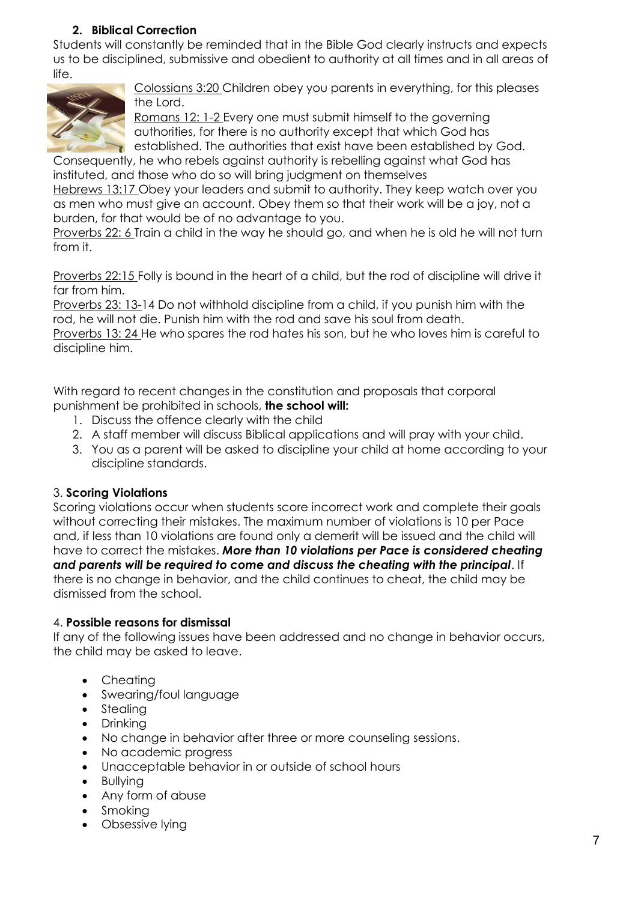## 2. Biblical Correction

Students will constantly be reminded that in the Bible God clearly instructs and expects us to be disciplined, submissive and obedient to authority at all times and in all areas of life.

Colossians 3:20 Children obey you parents in everything, for this pleases the Lord.

Romans 12: 1-2 Every one must submit himself to the governing authorities, for there is no authority except that which God has established. The authorities that exist have been established by God. Consequently, he who rebels against authority is rebelling against what God has instituted, and those who do so will bring judgment on themselves

Hebrews 13:17 Obey your leaders and submit to authority. They keep watch over you as men who must give an account. Obey them so that their work will be a joy, not a burden, for that would be of no advantage to you.

Proverbs 22: 6 Train a child in the way he should go, and when he is old he will not turn from it.

Proverbs 22:15 Folly is bound in the heart of a child, but the rod of discipline will drive it far from him.

Proverbs 23: 13-14 Do not withhold discipline from a child, if you punish him with the rod, he will not die. Punish him with the rod and save his soul from death.

Proverbs 13: 24 He who spares the rod hates his son, but he who loves him is careful to discipline him.

With regard to recent changes in the constitution and proposals that corporal punishment be prohibited in schools, **the school will:**

1. Discuss the offence clearly with the child
2. A staff member will discuss Biblical applications and will pray with your child.
3. You as a parent will be asked to discipline your child at home according to your discipline standards.

## 3. Scoring Violations

Scoring violations occur when students score incorrect work and complete their goals without correcting their mistakes. The maximum number of violations is 10 per Pace and, if less than 10 violations are found only a demerit will be issued and the child will have to correct the mistakes. ***More than 10 violations per Pace is considered cheating and parents will be required to come and discuss the cheating with the principal***. If there is no change in behavior, and the child continues to cheat, the child may be dismissed from the school.

## 4. Possible reasons for dismissal

If any of the following issues have been addressed and no change in behavior occurs, the child may be asked to leave.

- Cheating
- Swearing/foul language
- Stealing
- Drinking
- No change in behavior after three or more counseling sessions.
- No academic progress
- Unacceptable behavior in or outside of school hours
- Bullying
- Any form of abuse
- Smoking
- Obsessive lying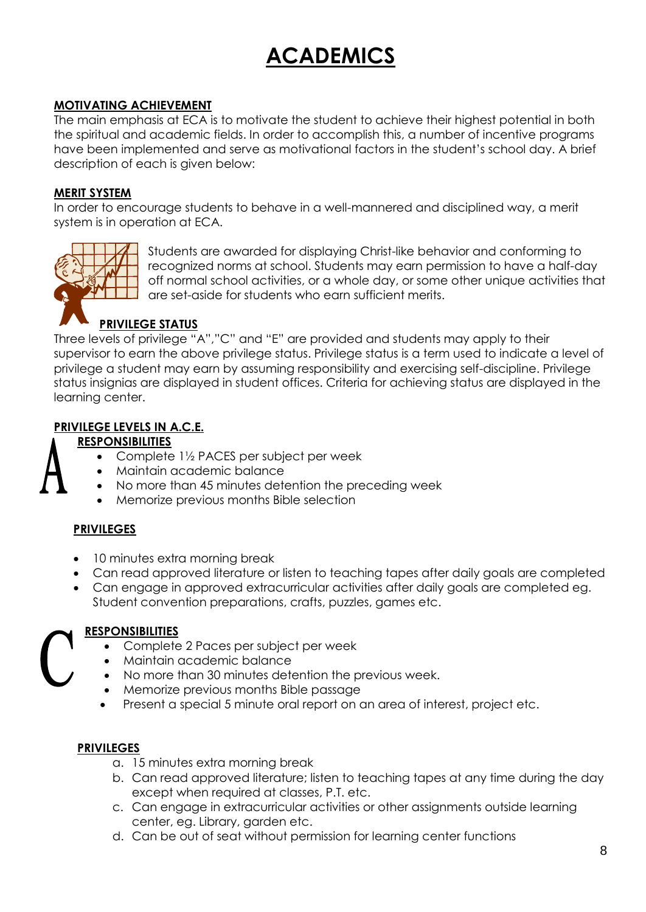# ACADEMICS

## MOTIVATING ACHIEVEMENT

The main emphasis at ECA is to motivate the student to achieve their highest potential in both the spiritual and academic fields. In order to accomplish this, a number of incentive programs have been implemented and serve as motivational factors in the student's school day. A brief description of each is given below:

## MERIT SYSTEM

In order to encourage students to behave in a well-mannered and disciplined way, a merit system is in operation at ECA.

Students are awarded for displaying Christ-like behavior and conforming to recognized norms at school. Students may earn permission to have a half-day off normal school activities, or a whole day, or some other unique activities that are set-aside for students who earn sufficient merits.

## PRIVILEGE STATUS

Three levels of privilege "A","C" and "E" are provided and students may apply to their supervisor to earn the above privilege status. Privilege status is a term used to indicate a level of privilege a student may earn by assuming responsibility and exercising self-discipline. Privilege status insignias are displayed in student offices. Criteria for achieving status are displayed in the learning center.

## PRIVILEGE LEVELS IN A.C.E.

### A

**RESPONSIBILITIES**

- Complete 1½ PACES per subject per week
- Maintain academic balance
- No more than 45 minutes detention the preceding week
- Memorize previous months Bible selection

**PRIVILEGES**

- 10 minutes extra morning break
- Can read approved literature or listen to teaching tapes after daily goals are completed
- Can engage in approved extracurricular activities after daily goals are completed eg. Student convention preparations, crafts, puzzles, games etc.

### C

**RESPONSIBILITIES**

- Complete 2 Paces per subject per week
- Maintain academic balance
- No more than 30 minutes detention the previous week.
- Memorize previous months Bible passage
- Present a special 5 minute oral report on an area of interest, project etc.

**PRIVILEGES**

a. 15 minutes extra morning break
b. Can read approved literature; listen to teaching tapes at any time during the day except when required at classes, P.T. etc.
c. Can engage in extracurricular activities or other assignments outside learning center, eg. Library, garden etc.
d. Can be out of seat without permission for learning center functions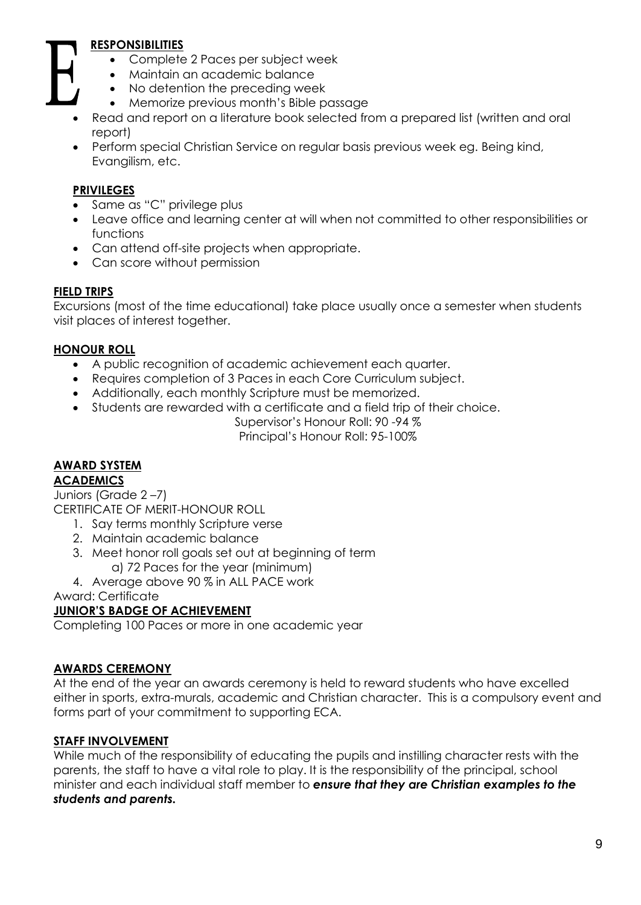E

**RESPONSIBILITIES**

- Complete 2 Paces per subject week
- Maintain an academic balance
- No detention the preceding week
- Memorize previous month's Bible passage
- Read and report on a literature book selected from a prepared list (written and oral report)
- Perform special Christian Service on regular basis previous week eg. Being kind, Evangilism, etc.

**PRIVILEGES**

- Same as "C" privilege plus
- Leave office and learning center at will when not committed to other responsibilities or functions
- Can attend off-site projects when appropriate.
- Can score without permission

**FIELD TRIPS**

Excursions (most of the time educational) take place usually once a semester when students visit places of interest together.

**HONOUR ROLL**

- A public recognition of academic achievement each quarter.
- Requires completion of 3 Paces in each Core Curriculum subject.
- Additionally, each monthly Scripture must be memorized.
- Students are rewarded with a certificate and a field trip of their choice.

Supervisor's Honour Roll: 90 -94 %
Principal's Honour Roll: 95-100%

**AWARD SYSTEM**

**ACADEMICS**

Juniors (Grade 2 –7)
CERTIFICATE OF MERIT-HONOUR ROLL

1. Say terms monthly Scripture verse
2. Maintain academic balance
3. Meet honor roll goals set out at beginning of term
   a) 72 Paces for the year (minimum)
4. Average above 90 % in ALL PACE work

Award: Certificate

**JUNIOR'S BADGE OF ACHIEVEMENT**

Completing 100 Paces or more in one academic year

**AWARDS CEREMONY**

At the end of the year an awards ceremony is held to reward students who have excelled either in sports, extra-murals, academic and Christian character. This is a compulsory event and forms part of your commitment to supporting ECA.

**STAFF INVOLVEMENT**

While much of the responsibility of educating the pupils and instilling character rests with the parents, the staff to have a vital role to play. It is the responsibility of the principal, school minister and each individual staff member to ***ensure that they are Christian examples to the students and parents.***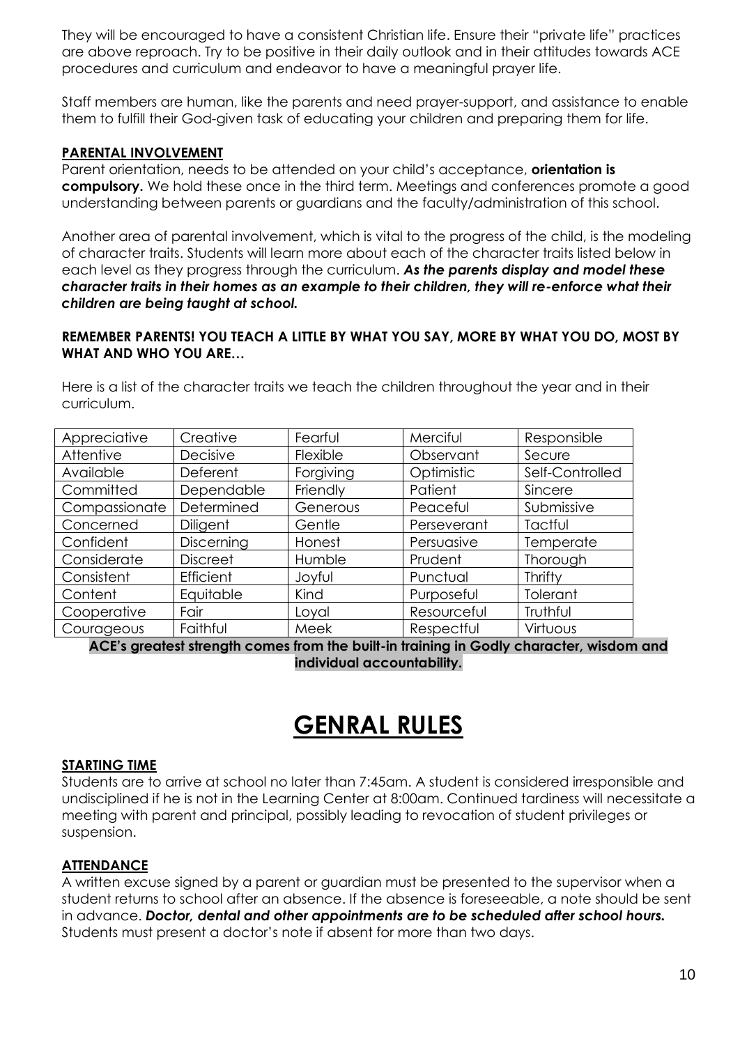They will be encouraged to have a consistent Christian life. Ensure their "private life" practices are above reproach. Try to be positive in their daily outlook and in their attitudes towards ACE procedures and curriculum and endeavor to have a meaningful prayer life.

Staff members are human, like the parents and need prayer-support, and assistance to enable them to fulfill their God-given task of educating your children and preparing them for life.

**PARENTAL INVOLVEMENT**

Parent orientation, needs to be attended on your child's acceptance, **orientation is compulsory.** We hold these once in the third term. Meetings and conferences promote a good understanding between parents or guardians and the faculty/administration of this school.

Another area of parental involvement, which is vital to the progress of the child, is the modeling of character traits. Students will learn more about each of the character traits listed below in each level as they progress through the curriculum. ***As the parents display and model these character traits in their homes as an example to their children, they will re-enforce what their children are being taught at school.***

**REMEMBER PARENTS! YOU TEACH A LITTLE BY WHAT YOU SAY, MORE BY WHAT YOU DO, MOST BY WHAT AND WHO YOU ARE…**

Here is a list of the character traits we teach the children throughout the year and in their curriculum.

| | | | | |
|---|---|---|---|---|
| Appreciative | Creative | Fearful | Merciful | Responsible |
| Attentive | Decisive | Flexible | Observant | Secure |
| Available | Deferent | Forgiving | Optimistic | Self-Controlled |
| Committed | Dependable | Friendly | Patient | Sincere |
| Compassionate | Determined | Generous | Peaceful | Submissive |
| Concerned | Diligent | Gentle | Perseverant | Tactful |
| Confident | Discerning | Honest | Persuasive | Temperate |
| Considerate | Discreet | Humble | Prudent | Thorough |
| Consistent | Efficient | Joyful | Punctual | Thrifty |
| Content | Equitable | Kind | Purposeful | Tolerant |
| Cooperative | Fair | Loyal | Resourceful | Truthful |
| Courageous | Faithful | Meek | Respectful | Virtuous |

**ACE's greatest strength comes from the built-in training in Godly character, wisdom and individual accountability.**

# GENRAL RULES

**STARTING TIME**

Students are to arrive at school no later than 7:45am. A student is considered irresponsible and undisciplined if he is not in the Learning Center at 8:00am. Continued tardiness will necessitate a meeting with parent and principal, possibly leading to revocation of student privileges or suspension.

**ATTENDANCE**

A written excuse signed by a parent or guardian must be presented to the supervisor when a student returns to school after an absence. If the absence is foreseeable, a note should be sent in advance. ***Doctor, dental and other appointments are to be scheduled after school hours.*** Students must present a doctor's note if absent for more than two days.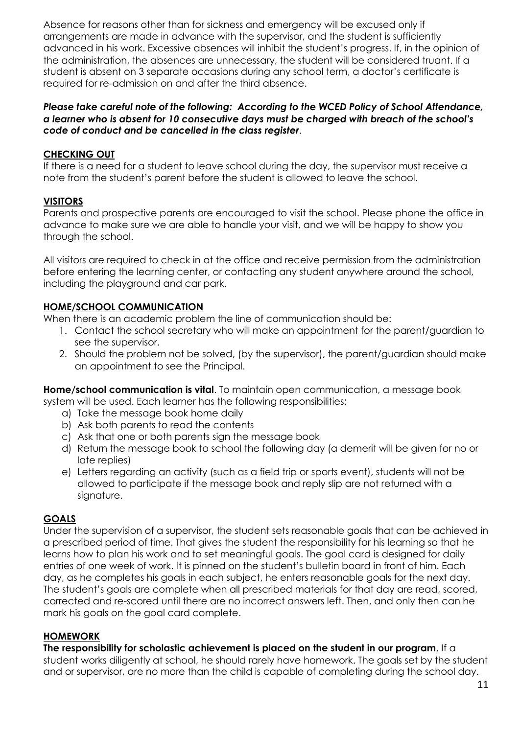Absence for reasons other than for sickness and emergency will be excused only if arrangements are made in advance with the supervisor, and the student is sufficiently advanced in his work. Excessive absences will inhibit the student's progress. If, in the opinion of the administration, the absences are unnecessary, the student will be considered truant. If a student is absent on 3 separate occasions during any school term, a doctor's certificate is required for re-admission on and after the third absence.

***Please take careful note of the following: According to the WCED Policy of School Attendance, a learner who is absent for 10 consecutive days must be charged with breach of the school's code of conduct and be cancelled in the class register***.

## CHECKING OUT

If there is a need for a student to leave school during the day, the supervisor must receive a note from the student's parent before the student is allowed to leave the school.

## VISITORS

Parents and prospective parents are encouraged to visit the school. Please phone the office in advance to make sure we are able to handle your visit, and we will be happy to show you through the school.

All visitors are required to check in at the office and receive permission from the administration before entering the learning center, or contacting any student anywhere around the school, including the playground and car park.

## HOME/SCHOOL COMMUNICATION

When there is an academic problem the line of communication should be:

1. Contact the school secretary who will make an appointment for the parent/guardian to see the supervisor.
2. Should the problem not be solved, (by the supervisor), the parent/guardian should make an appointment to see the Principal.

**Home/school communication is vital**. To maintain open communication, a message book system will be used. Each learner has the following responsibilities:

a) Take the message book home daily
b) Ask both parents to read the contents
c) Ask that one or both parents sign the message book
d) Return the message book to school the following day (a demerit will be given for no or late replies)
e) Letters regarding an activity (such as a field trip or sports event), students will not be allowed to participate if the message book and reply slip are not returned with a signature.

## GOALS

Under the supervision of a supervisor, the student sets reasonable goals that can be achieved in a prescribed period of time. That gives the student the responsibility for his learning so that he learns how to plan his work and to set meaningful goals. The goal card is designed for daily entries of one week of work. It is pinned on the student's bulletin board in front of him. Each day, as he completes his goals in each subject, he enters reasonable goals for the next day. The student's goals are complete when all prescribed materials for that day are read, scored, corrected and re-scored until there are no incorrect answers left. Then, and only then can he mark his goals on the goal card complete.

## HOMEWORK

**The responsibility for scholastic achievement is placed on the student in our program**. If a student works diligently at school, he should rarely have homework. The goals set by the student and or supervisor, are no more than the child is capable of completing during the school day.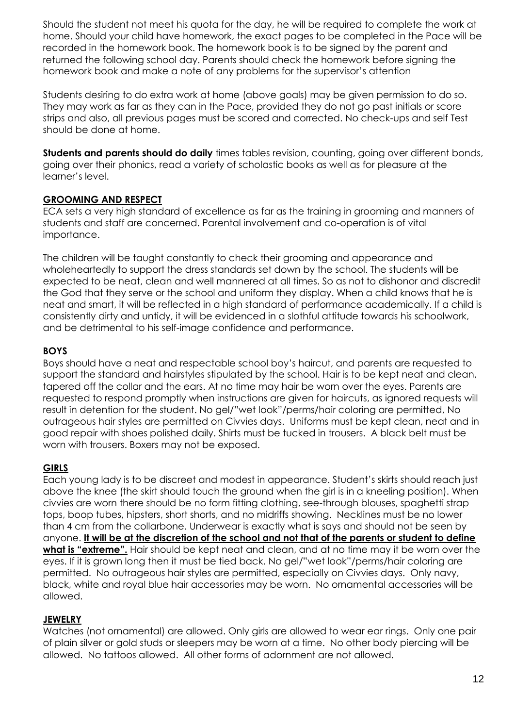Should the student not meet his quota for the day, he will be required to complete the work at home. Should your child have homework, the exact pages to be completed in the Pace will be recorded in the homework book. The homework book is to be signed by the parent and returned the following school day. Parents should check the homework before signing the homework book and make a note of any problems for the supervisor's attention

Students desiring to do extra work at home (above goals) may be given permission to do so. They may work as far as they can in the Pace, provided they do not go past initials or score strips and also, all previous pages must be scored and corrected. No check-ups and self Test should be done at home.

**Students and parents should do daily** times tables revision, counting, going over different bonds, going over their phonics, read a variety of scholastic books as well as for pleasure at the learner's level.

## GROOMING AND RESPECT

ECA sets a very high standard of excellence as far as the training in grooming and manners of students and staff are concerned. Parental involvement and co-operation is of vital importance.

The children will be taught constantly to check their grooming and appearance and wholeheartedly to support the dress standards set down by the school. The students will be expected to be neat, clean and well mannered at all times. So as not to dishonor and discredit the God that they serve or the school and uniform they display. When a child knows that he is neat and smart, it will be reflected in a high standard of performance academically. If a child is consistently dirty and untidy, it will be evidenced in a slothful attitude towards his schoolwork, and be detrimental to his self-image confidence and performance.

## BOYS

Boys should have a neat and respectable school boy's haircut, and parents are requested to support the standard and hairstyles stipulated by the school. Hair is to be kept neat and clean, tapered off the collar and the ears. At no time may hair be worn over the eyes. Parents are requested to respond promptly when instructions are given for haircuts, as ignored requests will result in detention for the student. No gel/"wet look"/perms/hair coloring are permitted, No outrageous hair styles are permitted on Civvies days. Uniforms must be kept clean, neat and in good repair with shoes polished daily. Shirts must be tucked in trousers. A black belt must be worn with trousers. Boxers may not be exposed.

## GIRLS

Each young lady is to be discreet and modest in appearance. Student's skirts should reach just above the knee (the skirt should touch the ground when the girl is in a kneeling position). When civvies are worn there should be no form fitting clothing, see-through blouses, spaghetti strap tops, boop tubes, hipsters, short shorts, and no midriffs showing. Necklines must be no lower than 4 cm from the collarbone. Underwear is exactly what is says and should not be seen by anyone. **It will be at the discretion of the school and not that of the parents or student to define what is "extreme".** Hair should be kept neat and clean, and at no time may it be worn over the eyes. If it is grown long then it must be tied back. No gel/"wet look"/perms/hair coloring are permitted. No outrageous hair styles are permitted, especially on Civvies days. Only navy, black, white and royal blue hair accessories may be worn. No ornamental accessories will be allowed.

## JEWELRY

Watches (not ornamental) are allowed. Only girls are allowed to wear ear rings. Only one pair of plain silver or gold studs or sleepers may be worn at a time. No other body piercing will be allowed. No tattoos allowed. All other forms of adornment are not allowed.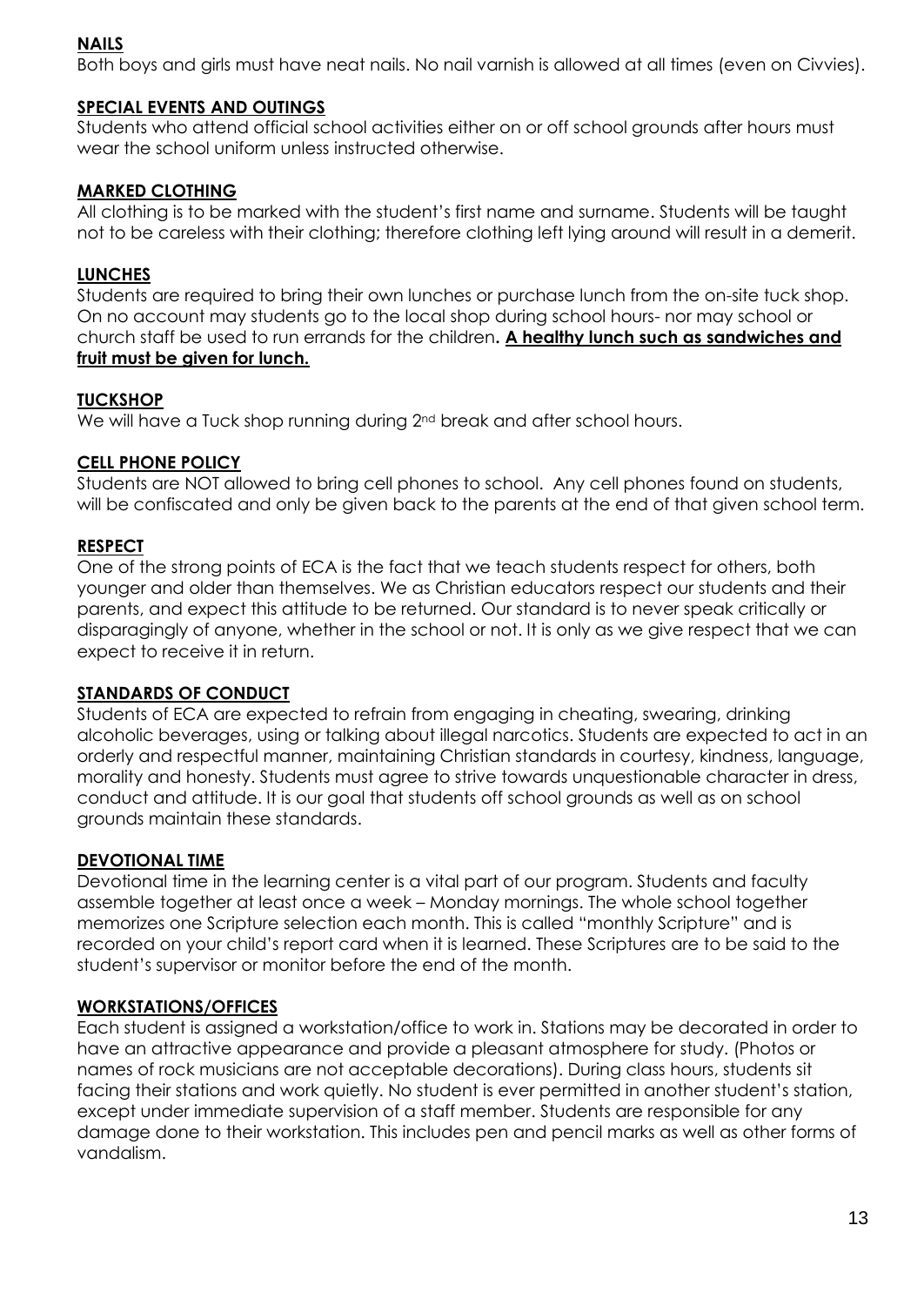**NAILS**

Both boys and girls must have neat nails. No nail varnish is allowed at all times (even on Civvies).

**SPECIAL EVENTS AND OUTINGS**

Students who attend official school activities either on or off school grounds after hours must wear the school uniform unless instructed otherwise.

**MARKED CLOTHING**

All clothing is to be marked with the student's first name and surname. Students will be taught not to be careless with their clothing; therefore clothing left lying around will result in a demerit.

**LUNCHES**

Students are required to bring their own lunches or purchase lunch from the on-site tuck shop. On no account may students go to the local shop during school hours- nor may school or church staff be used to run errands for the children**. A healthy lunch such as sandwiches and fruit must be given for lunch.**

**TUCKSHOP**

We will have a Tuck shop running during 2nd break and after school hours.

**CELL PHONE POLICY**

Students are NOT allowed to bring cell phones to school. Any cell phones found on students, will be confiscated and only be given back to the parents at the end of that given school term.

**RESPECT**

One of the strong points of ECA is the fact that we teach students respect for others, both younger and older than themselves. We as Christian educators respect our students and their parents, and expect this attitude to be returned. Our standard is to never speak critically or disparagingly of anyone, whether in the school or not. It is only as we give respect that we can expect to receive it in return.

**STANDARDS OF CONDUCT**

Students of ECA are expected to refrain from engaging in cheating, swearing, drinking alcoholic beverages, using or talking about illegal narcotics. Students are expected to act in an orderly and respectful manner, maintaining Christian standards in courtesy, kindness, language, morality and honesty. Students must agree to strive towards unquestionable character in dress, conduct and attitude. It is our goal that students off school grounds as well as on school grounds maintain these standards.

**DEVOTIONAL TIME**

Devotional time in the learning center is a vital part of our program. Students and faculty assemble together at least once a week – Monday mornings. The whole school together memorizes one Scripture selection each month. This is called "monthly Scripture" and is recorded on your child's report card when it is learned. These Scriptures are to be said to the student's supervisor or monitor before the end of the month.

**WORKSTATIONS/OFFICES**

Each student is assigned a workstation/office to work in. Stations may be decorated in order to have an attractive appearance and provide a pleasant atmosphere for study. (Photos or names of rock musicians are not acceptable decorations). During class hours, students sit facing their stations and work quietly. No student is ever permitted in another student's station, except under immediate supervision of a staff member. Students are responsible for any damage done to their workstation. This includes pen and pencil marks as well as other forms of vandalism.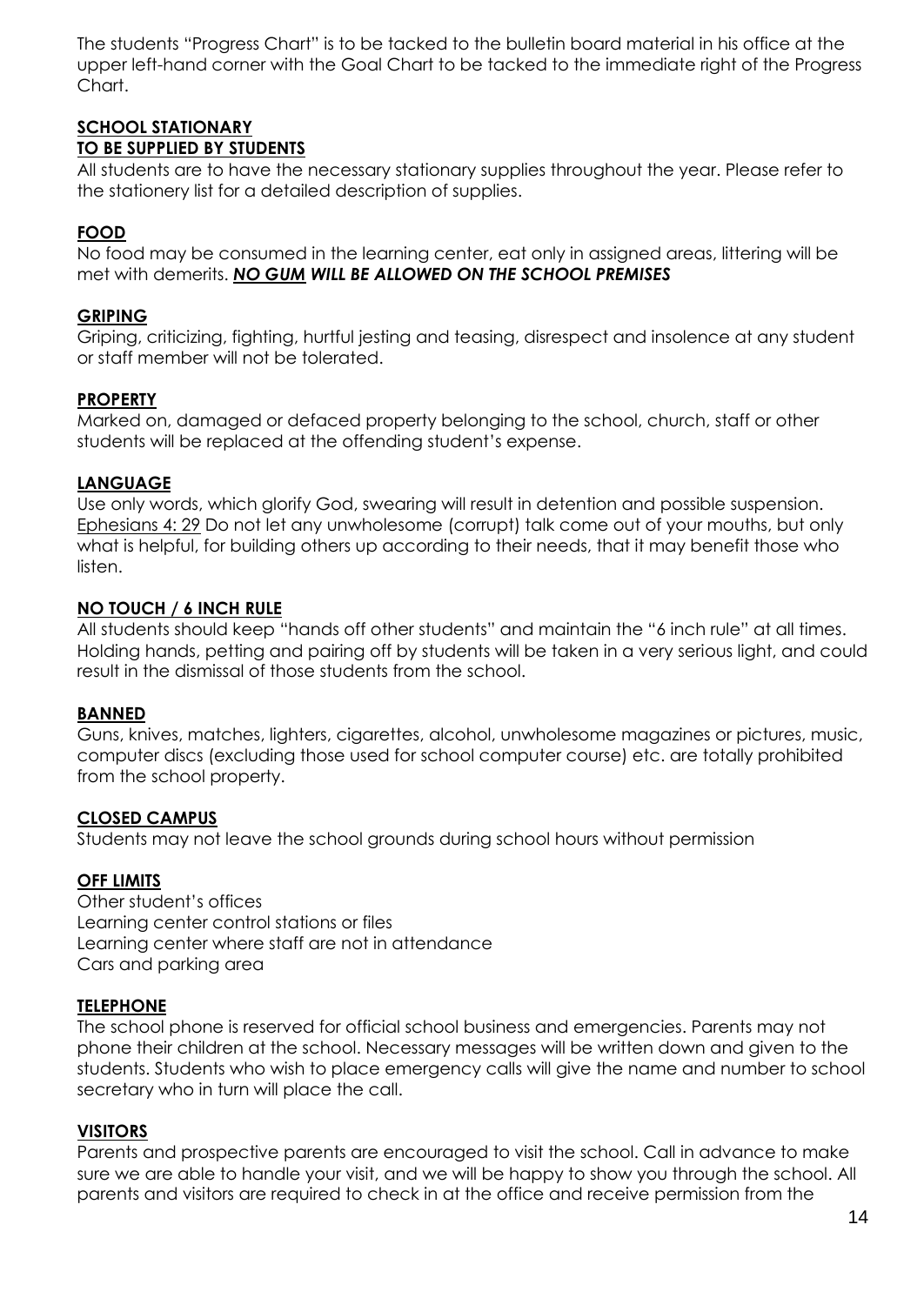The students "Progress Chart" is to be tacked to the bulletin board material in his office at the upper left-hand corner with the Goal Chart to be tacked to the immediate right of the Progress Chart.

**SCHOOL STATIONARY**
**TO BE SUPPLIED BY STUDENTS**

All students are to have the necessary stationary supplies throughout the year. Please refer to the stationery list for a detailed description of supplies.

**FOOD**

No food may be consumed in the learning center, eat only in assigned areas, littering will be met with demerits. ***NO GUM WILL BE ALLOWED ON THE SCHOOL PREMISES***

**GRIPING**

Griping, criticizing, fighting, hurtful jesting and teasing, disrespect and insolence at any student or staff member will not be tolerated.

**PROPERTY**

Marked on, damaged or defaced property belonging to the school, church, staff or other students will be replaced at the offending student's expense.

**LANGUAGE**

Use only words, which glorify God, swearing will result in detention and possible suspension. Ephesians 4: 29 Do not let any unwholesome (corrupt) talk come out of your mouths, but only what is helpful, for building others up according to their needs, that it may benefit those who listen.

**NO TOUCH / 6 INCH RULE**

All students should keep "hands off other students" and maintain the "6 inch rule" at all times. Holding hands, petting and pairing off by students will be taken in a very serious light, and could result in the dismissal of those students from the school.

**BANNED**

Guns, knives, matches, lighters, cigarettes, alcohol, unwholesome magazines or pictures, music, computer discs (excluding those used for school computer course) etc. are totally prohibited from the school property.

**CLOSED CAMPUS**

Students may not leave the school grounds during school hours without permission

**OFF LIMITS**

Other student's offices
Learning center control stations or files
Learning center where staff are not in attendance
Cars and parking area

**TELEPHONE**

The school phone is reserved for official school business and emergencies. Parents may not phone their children at the school. Necessary messages will be written down and given to the students. Students who wish to place emergency calls will give the name and number to school secretary who in turn will place the call.

**VISITORS**

Parents and prospective parents are encouraged to visit the school. Call in advance to make sure we are able to handle your visit, and we will be happy to show you through the school. All parents and visitors are required to check in at the office and receive permission from the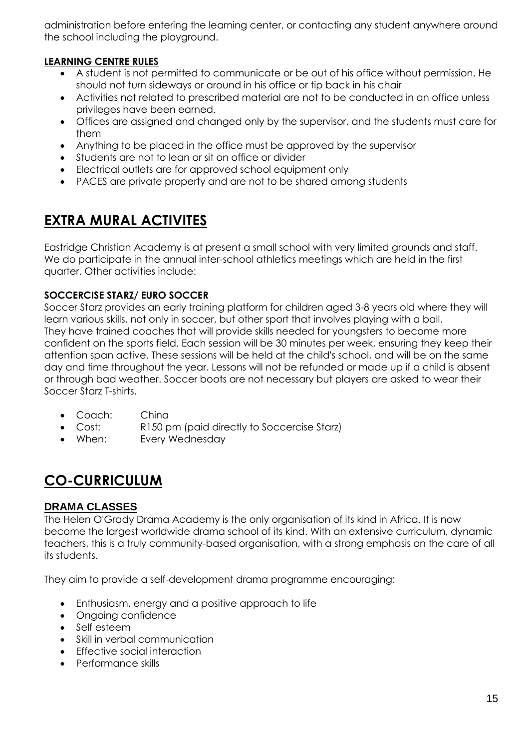administration before entering the learning center, or contacting any student anywhere around the school including the playground.

#### LEARNING CENTRE RULES

- A student is not permitted to communicate or be out of his office without permission. He should not turn sideways or around in his office or tip back in his chair
- Activities not related to prescribed material are not to be conducted in an office unless privileges have been earned.
- Offices are assigned and changed only by the supervisor, and the students must care for them
- Anything to be placed in the office must be approved by the supervisor
- Students are not to lean or sit on office or divider
- Electrical outlets are for approved school equipment only
- PACES are private property and are not to be shared among students

## EXTRA MURAL ACTIVITES

Eastridge Christian Academy is at present a small school with very limited grounds and staff. We do participate in the annual inter-school athletics meetings which are held in the first quarter. Other activities include:

#### SOCCERCISE STARZ/ EURO SOCCER

Soccer Starz provides an early training platform for children aged 3-8 years old where they will learn various skills, not only in soccer, but other sport that involves playing with a ball. They have trained coaches that will provide skills needed for youngsters to become more confident on the sports field. Each session will be 30 minutes per week, ensuring they keep their attention span active. These sessions will be held at the child's school, and will be on the same day and time throughout the year. Lessons will not be refunded or made up if a child is absent or through bad weather. Soccer boots are not necessary but players are asked to wear their Soccer Starz T-shirts.

- Coach: China
- Cost: R150 pm (paid directly to Soccercise Starz)
- When: Every Wednesday

## CO-CURRICULUM

#### DRAMA CLASSES

The Helen O'Grady Drama Academy is the only organisation of its kind in Africa. It is now become the largest worldwide drama school of its kind. With an extensive curriculum, dynamic teachers, this is a truly community-based organisation, with a strong emphasis on the care of all its students.

They aim to provide a self-development drama programme encouraging:

- Enthusiasm, energy and a positive approach to life
- Ongoing confidence
- Self esteem
- Skill in verbal communication
- Effective social interaction
- Performance skills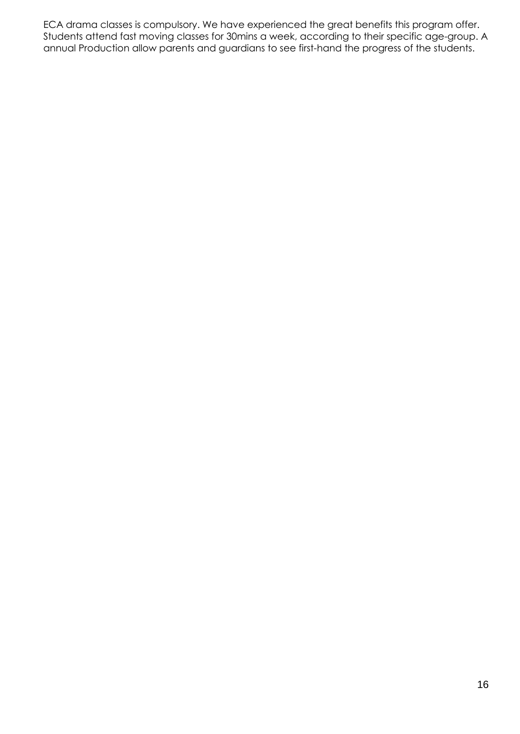ECA drama classes is compulsory. We have experienced the great benefits this program offer. Students attend fast moving classes for 30mins a week, according to their specific age-group. A annual Production allow parents and guardians to see first-hand the progress of the students.